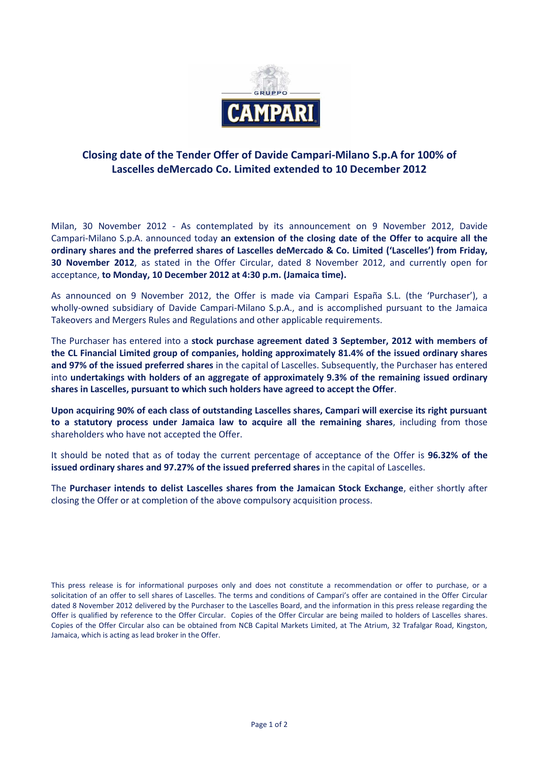# Closing date of the Tender Offer of Davide Campari-Milano S.p.A for 100% of Lascelles deMercado Co. Limited extended to 10 December 2012

Milan, 30 November 2012 - As contemplated by its announcement on 9 November 2012, Davide Campari-Milano S.p.A. announced today **an extension of the closing date of the Offer to acquire all the ordinary shares and the preferred shares of Lascelles deMercado & Co. Limited ('Lascelles') from Friday, 30 November 2012**, as stated in the Offer Circular, dated 8 November 2012, and currently open for acceptance, **to Monday, 10 December 2012 at 4:30 p.m. (Jamaica time).**

As announced on 9 November 2012, the Offer is made via Campari España S.L. (the 'Purchaser'), a wholly-owned subsidiary of Davide Campari-Milano S.p.A., and is accomplished pursuant to the Jamaica Takeovers and Mergers Rules and Regulations and other applicable requirements.

The Purchaser has entered into a **stock purchase agreement dated 3 September, 2012 with members of the CL Financial Limited group of companies, holding approximately 81.4% of the issued ordinary shares and 97% of the issued preferred shares** in the capital of Lascelles. Subsequently, the Purchaser has entered into **undertakings with holders of an aggregate of approximately 9.3% of the remaining issued ordinary shares in Lascelles, pursuant to which such holders have agreed to accept the Offer**.

**Upon acquiring 90% of each class of outstanding Lascelles shares, Campari will exercise its right pursuant to a statutory process under Jamaica law to acquire all the remaining shares**, including from those shareholders who have not accepted the Offer.

It should be noted that as of today the current percentage of acceptance of the Offer is **96.32% of the issued ordinary shares and 97.27% of the issued preferred shares** in the capital of Lascelles.

The **Purchaser intends to delist Lascelles shares from the Jamaican Stock Exchange**, either shortly after closing the Offer or at completion of the above compulsory acquisition process.

This press release is for informational purposes only and does not constitute a recommendation or offer to purchase, or a solicitation of an offer to sell shares of Lascelles. The terms and conditions of Campari's offer are contained in the Offer Circular dated 8 November 2012 delivered by the Purchaser to the Lascelles Board, and the information in this press release regarding the Offer is qualified by reference to the Offer Circular. Copies of the Offer Circular are being mailed to holders of Lascelles shares. Copies of the Offer Circular also can be obtained from NCB Capital Markets Limited, at The Atrium, 32 Trafalgar Road, Kingston, Jamaica, which is acting as lead broker in the Offer.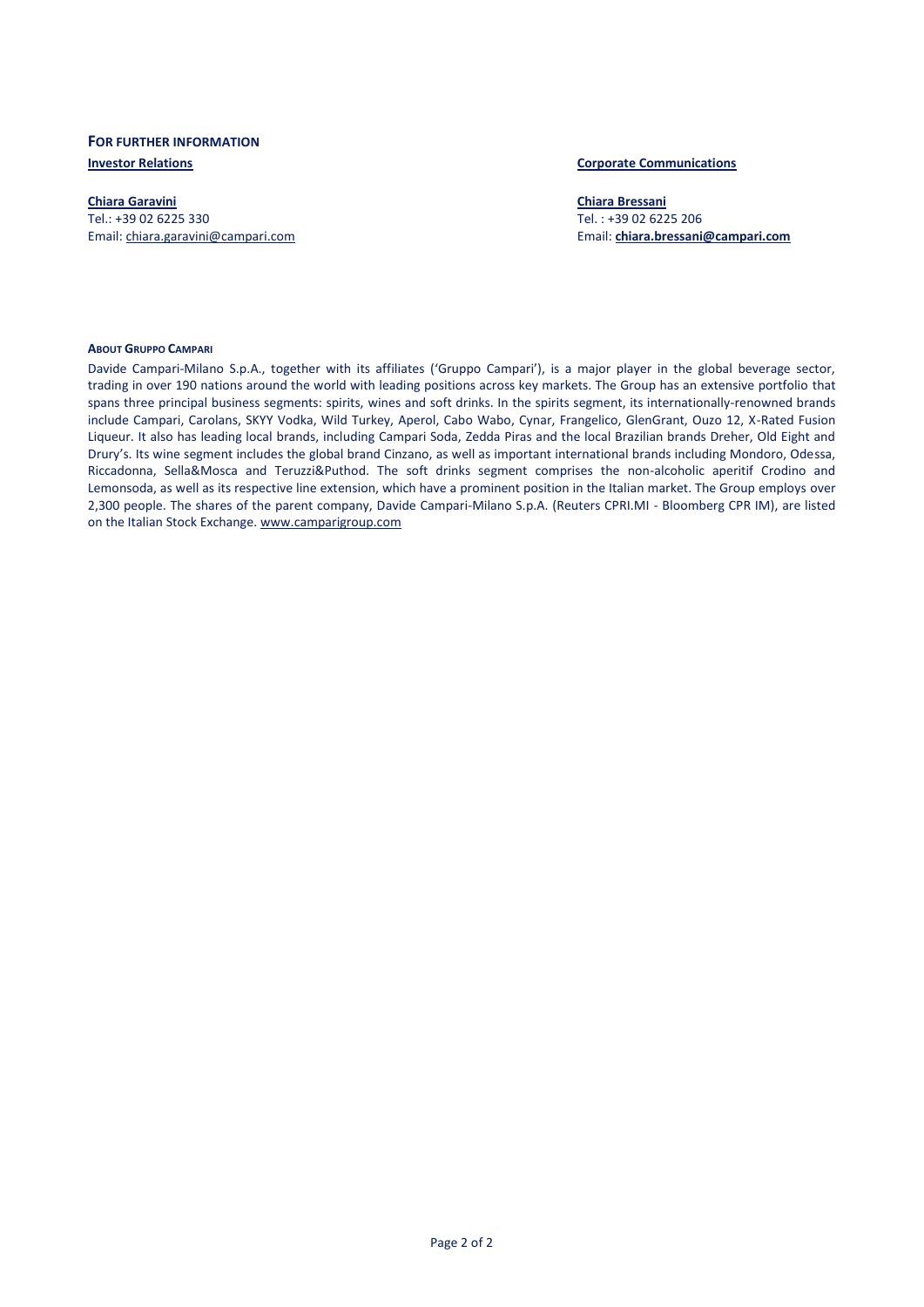**FOR FURTHER INFORMATION**

**Investor Relations**

**Chiara Garavini**
Tel.: +39 02 6225 330
Email: chiara.garavini@campari.com

**Corporate Communications**

**Chiara Bressani**
Tel. : +39 02 6225 206
Email: **chiara.bressani@campari.com**

**ABOUT GRUPPO CAMPARI**

Davide Campari-Milano S.p.A., together with its affiliates ('Gruppo Campari'), is a major player in the global beverage sector, trading in over 190 nations around the world with leading positions across key markets. The Group has an extensive portfolio that spans three principal business segments: spirits, wines and soft drinks. In the spirits segment, its internationally-renowned brands include Campari, Carolans, SKYY Vodka, Wild Turkey, Aperol, Cabo Wabo, Cynar, Frangelico, GlenGrant, Ouzo 12, X-Rated Fusion Liqueur. It also has leading local brands, including Campari Soda, Zedda Piras and the local Brazilian brands Dreher, Old Eight and Drury's. Its wine segment includes the global brand Cinzano, as well as important international brands including Mondoro, Odessa, Riccadonna, Sella&Mosca and Teruzzi&Puthod. The soft drinks segment comprises the non-alcoholic aperitif Crodino and Lemonsoda, as well as its respective line extension, which have a prominent position in the Italian market. The Group employs over 2,300 people. The shares of the parent company, Davide Campari-Milano S.p.A. (Reuters CPRI.MI - Bloomberg CPR IM), are listed on the Italian Stock Exchange. www.camparigroup.com